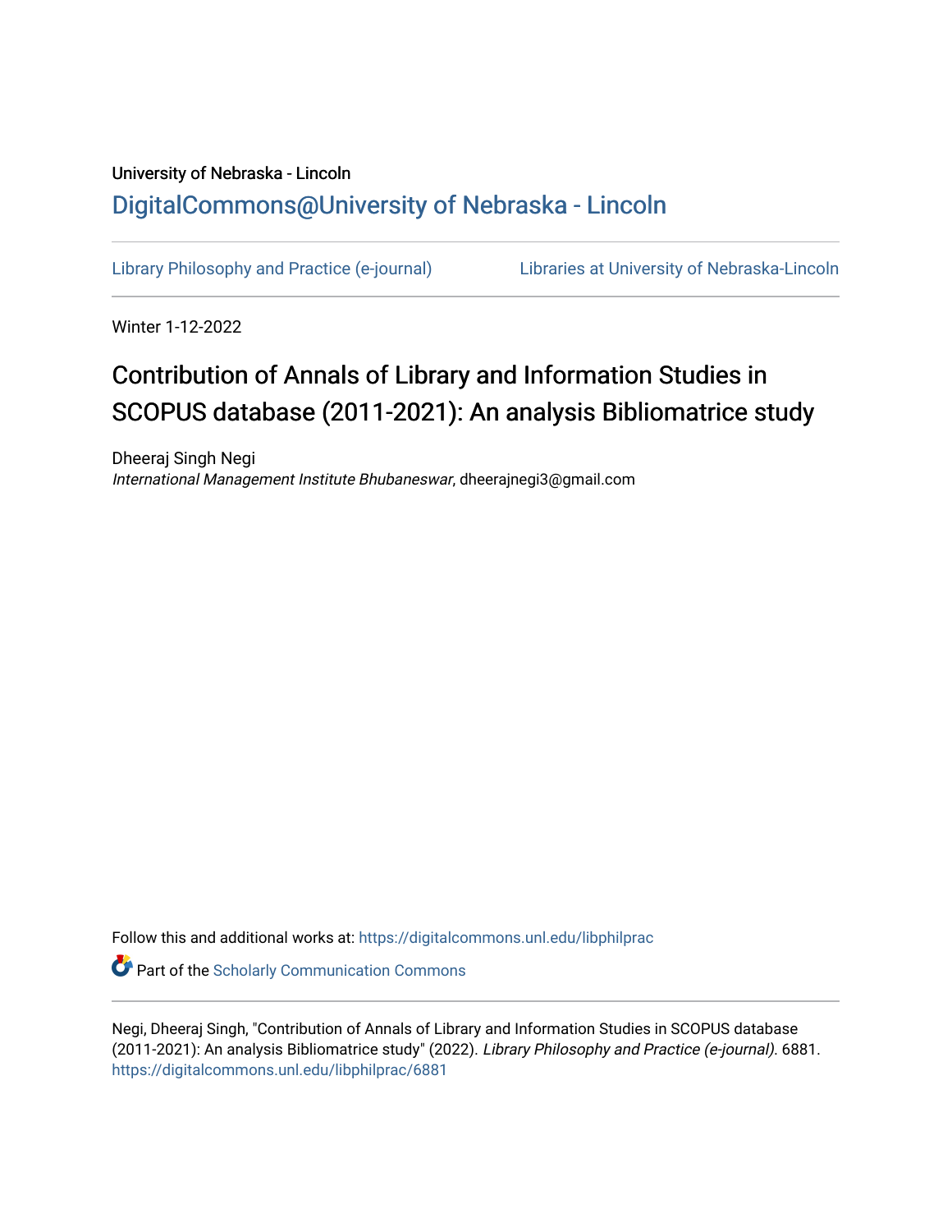University of Nebraska - Lincoln

DigitalCommons@University of Nebraska - Lincoln

Library Philosophy and Practice (e-journal) Libraries at University of Nebraska-Lincoln

Winter 1-12-2022

# Contribution of Annals of Library and Information Studies in SCOPUS database (2011-2021): An analysis Bibliomatrice study

Dheeraj Singh Negi
*International Management Institute Bhubaneswar*, dheerajnegi3@gmail.com

Follow this and additional works at: https://digitalcommons.unl.edu/libphilprac

Part of the Scholarly Communication Commons

Negi, Dheeraj Singh, "Contribution of Annals of Library and Information Studies in SCOPUS database (2011-2021): An analysis Bibliomatrice study" (2022). *Library Philosophy and Practice (e-journal)*. 6881.
https://digitalcommons.unl.edu/libphilprac/6881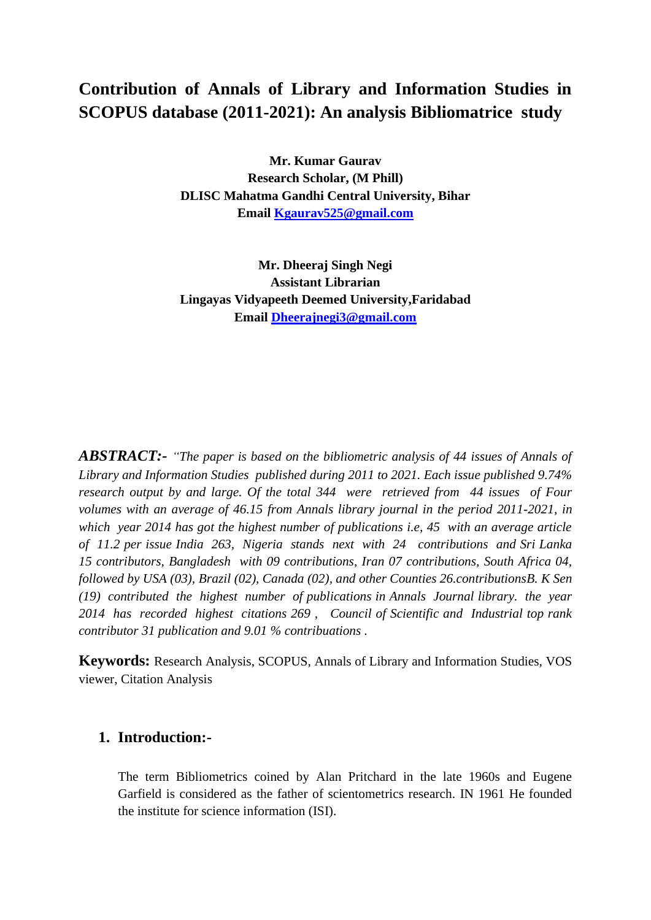# Contribution of Annals of Library and Information Studies in SCOPUS database (2011-2021): An analysis Bibliomatrice study

**Mr. Kumar Gaurav**  
**Research Scholar, (M Phill)**  
**DLISC Mahatma Gandhi Central University, Bihar**  
**Email [Kgaurav525@gmail.com](mailto:Kgaurav525@gmail.com)**

**Mr. Dheeraj Singh Negi**  
**Assistant Librarian**  
**Lingayas Vidyapeeth Deemed University,Faridabad**  
**Email [Dheerajnegi3@gmail.com](mailto:Dheerajnegi3@gmail.com)**

***ABSTRACT:-*** *"The paper is based on the bibliometric analysis of 44 issues of Annals of Library and Information Studies published during 2011 to 2021. Each issue published 9.74% research output by and large. Of the total 344 were retrieved from 44 issues of Four volumes with an average of 46.15 from Annals library journal in the period 2011-2021, in which year 2014 has got the highest number of publications i.e, 45 with an average article of 11.2 per issue India 263, Nigeria stands next with 24 contributions and Sri Lanka 15 contributors, Bangladesh with 09 contributions, Iran 07 contributions, South Africa 04, followed by USA (03), Brazil (02), Canada (02), and other Counties 26.contributionsB. K Sen (19) contributed the highest number of publications in Annals Journal library. the year 2014 has recorded highest citations 269 , Council of Scientific and Industrial top rank contributor 31 publication and 9.01 % contribuations .*

**Keywords:** Research Analysis, SCOPUS, Annals of Library and Information Studies, VOS viewer, Citation Analysis

## 1. Introduction:-

The term Bibliometrics coined by Alan Pritchard in the late 1960s and Eugene Garfield is considered as the father of scientometrics research. IN 1961 He founded the institute for science information (ISI).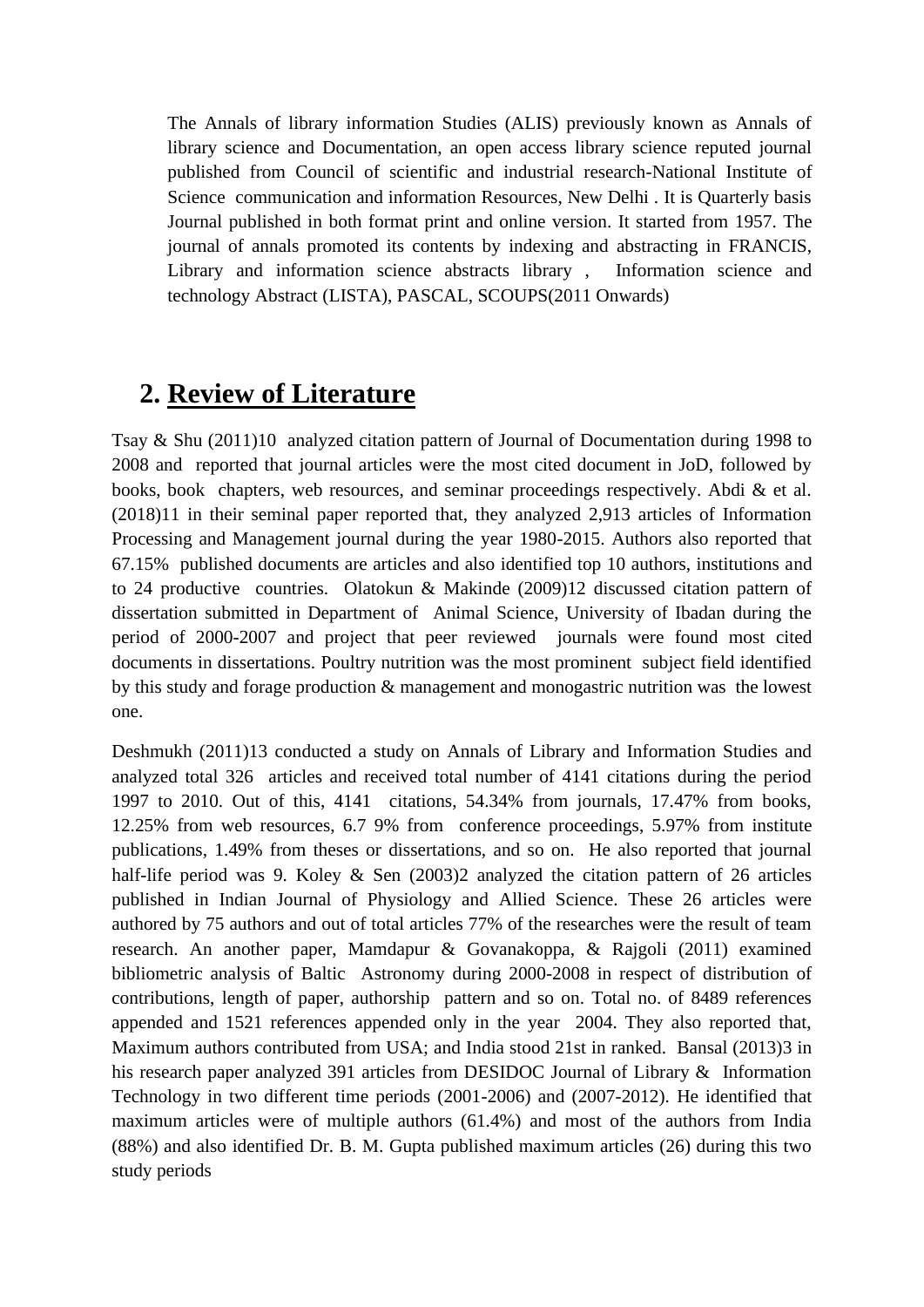The Annals of library information Studies (ALIS) previously known as Annals of library science and Documentation, an open access library science reputed journal published from Council of scientific and industrial research-National Institute of Science communication and information Resources, New Delhi . It is Quarterly basis Journal published in both format print and online version. It started from 1957. The journal of annals promoted its contents by indexing and abstracting in FRANCIS, Library and information science abstracts library , Information science and technology Abstract (LISTA), PASCAL, SCOUPS(2011 Onwards)

## 2. Review of Literature

Tsay & Shu (2011)10 analyzed citation pattern of Journal of Documentation during 1998 to 2008 and reported that journal articles were the most cited document in JoD, followed by books, book chapters, web resources, and seminar proceedings respectively. Abdi & et al. (2018)11 in their seminal paper reported that, they analyzed 2,913 articles of Information Processing and Management journal during the year 1980-2015. Authors also reported that 67.15% published documents are articles and also identified top 10 authors, institutions and to 24 productive countries. Olatokun & Makinde (2009)12 discussed citation pattern of dissertation submitted in Department of Animal Science, University of Ibadan during the period of 2000-2007 and project that peer reviewed journals were found most cited documents in dissertations. Poultry nutrition was the most prominent subject field identified by this study and forage production & management and monogastric nutrition was the lowest one.

Deshmukh (2011)13 conducted a study on Annals of Library and Information Studies and analyzed total 326 articles and received total number of 4141 citations during the period 1997 to 2010. Out of this, 4141 citations, 54.34% from journals, 17.47% from books, 12.25% from web resources, 6.7 9% from conference proceedings, 5.97% from institute publications, 1.49% from theses or dissertations, and so on. He also reported that journal half-life period was 9. Koley & Sen (2003)2 analyzed the citation pattern of 26 articles published in Indian Journal of Physiology and Allied Science. These 26 articles were authored by 75 authors and out of total articles 77% of the researches were the result of team research. An another paper, Mamdapur & Govanakoppa, & Rajgoli (2011) examined bibliometric analysis of Baltic Astronomy during 2000-2008 in respect of distribution of contributions, length of paper, authorship pattern and so on. Total no. of 8489 references appended and 1521 references appended only in the year 2004. They also reported that, Maximum authors contributed from USA; and India stood 21st in ranked. Bansal (2013)3 in his research paper analyzed 391 articles from DESIDOC Journal of Library & Information Technology in two different time periods (2001-2006) and (2007-2012). He identified that maximum articles were of multiple authors (61.4%) and most of the authors from India (88%) and also identified Dr. B. M. Gupta published maximum articles (26) during this two study periods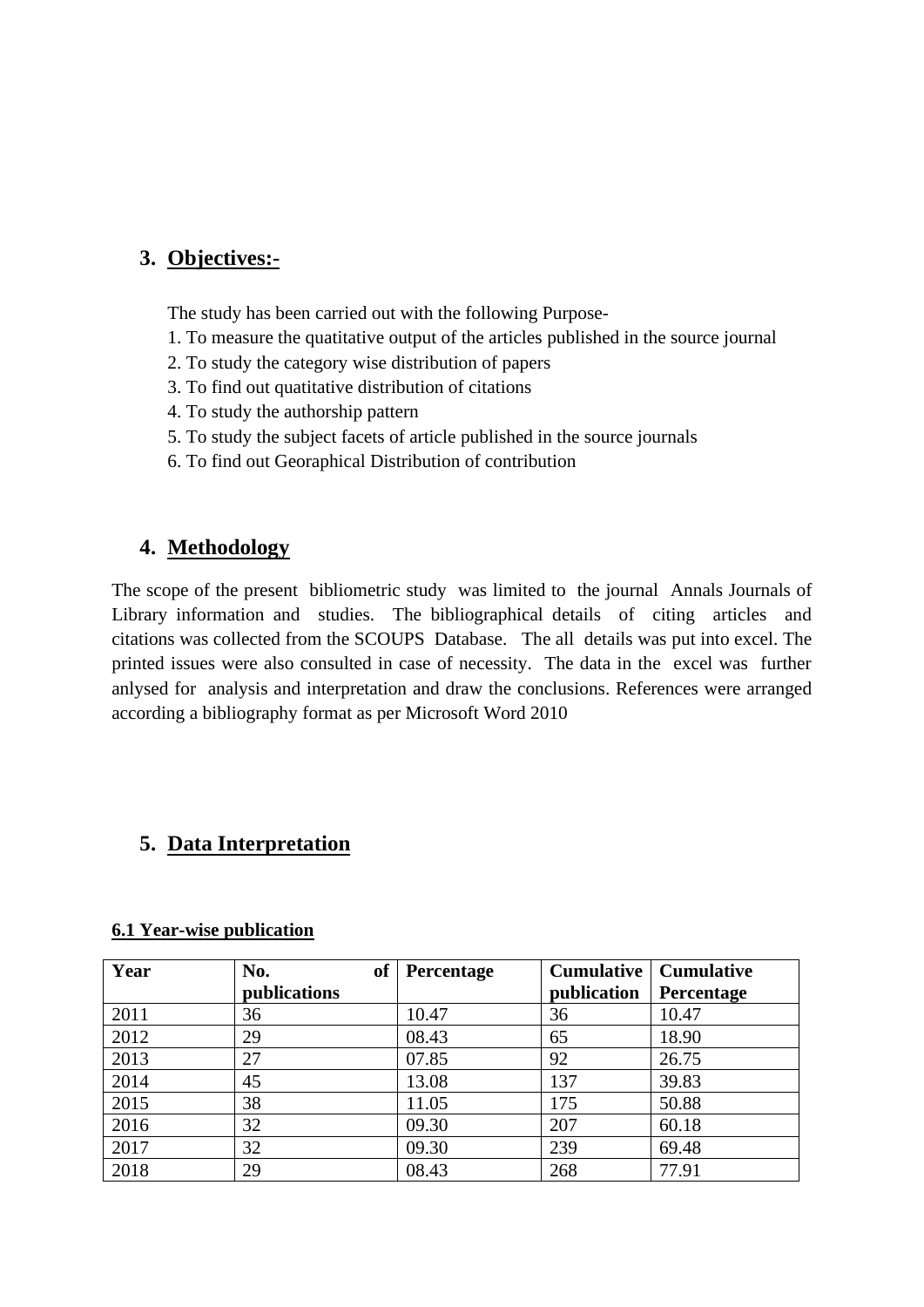## 3. Objectives:-

The study has been carried out with the following Purpose-

1. To measure the quatitative output of the articles published in the source journal
2. To study the category wise distribution of papers
3. To find out quatitative distribution of citations
4. To study the authorship pattern
5. To study the subject facets of article published in the source journals
6. To find out Georaphical Distribution of contribution

## 4. Methodology

The scope of the present bibliometric study was limited to the journal Annals Journals of Library information and studies. The bibliographical details of citing articles and citations was collected from the SCOUPS Database. The all details was put into excel. The printed issues were also consulted in case of necessity. The data in the excel was further anlysed for analysis and interpretation and draw the conclusions. References were arranged according a bibliography format as per Microsoft Word 2010

## 5. Data Interpretation

**6.1 Year-wise publication**

| Year | No. of publications | Percentage | Cumulative publication | Cumulative Percentage |
|---|---|---|---|---|
| 2011 | 36 | 10.47 | 36 | 10.47 |
| 2012 | 29 | 08.43 | 65 | 18.90 |
| 2013 | 27 | 07.85 | 92 | 26.75 |
| 2014 | 45 | 13.08 | 137 | 39.83 |
| 2015 | 38 | 11.05 | 175 | 50.88 |
| 2016 | 32 | 09.30 | 207 | 60.18 |
| 2017 | 32 | 09.30 | 239 | 69.48 |
| 2018 | 29 | 08.43 | 268 | 77.91 |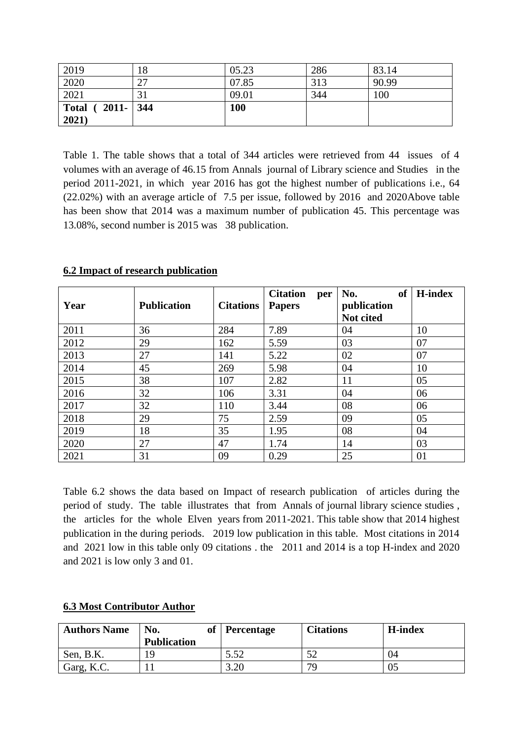| 2019 | 18 | 05.23 | 286 | 83.14 |
|---|---|---|---|---|
| 2020 | 27 | 07.85 | 313 | 90.99 |
| 2021 | 31 | 09.01 | 344 | 100 |
| **Total ( 2011-2021)** | **344** | **100** | | |

Table 1. The table shows that a total of 344 articles were retrieved from 44 issues of 4 volumes with an average of 46.15 from Annals journal of Library science and Studies in the period 2011-2021, in which year 2016 has got the highest number of publications i.e., 64 (22.02%) with an average article of 7.5 per issue, followed by 2016 and 2020Above table has been show that 2014 was a maximum number of publication 45. This percentage was 13.08%, second number is 2015 was 38 publication.

**6.2 Impact of research publication**

| Year | Publication | Citations | Citation per Papers | No. of publication Not cited | H-index |
|---|---|---|---|---|---|
| 2011 | 36 | 284 | 7.89 | 04 | 10 |
| 2012 | 29 | 162 | 5.59 | 03 | 07 |
| 2013 | 27 | 141 | 5.22 | 02 | 07 |
| 2014 | 45 | 269 | 5.98 | 04 | 10 |
| 2015 | 38 | 107 | 2.82 | 11 | 05 |
| 2016 | 32 | 106 | 3.31 | 04 | 06 |
| 2017 | 32 | 110 | 3.44 | 08 | 06 |
| 2018 | 29 | 75 | 2.59 | 09 | 05 |
| 2019 | 18 | 35 | 1.95 | 08 | 04 |
| 2020 | 27 | 47 | 1.74 | 14 | 03 |
| 2021 | 31 | 09 | 0.29 | 25 | 01 |

Table 6.2 shows the data based on Impact of research publication of articles during the period of study. The table illustrates that from Annals of journal library science studies , the articles for the whole Elven years from 2011-2021. This table show that 2014 highest publication in the during periods. 2019 low publication in this table. Most citations in 2014 and 2021 low in this table only 09 citations . the 2011 and 2014 is a top H-index and 2020 and 2021 is low only 3 and 01.

**6.3 Most Contributor Author**

| Authors Name | No. of Publication | Percentage | Citations | H-index |
|---|---|---|---|---|
| Sen, B.K. | 19 | 5.52 | 52 | 04 |
| Garg, K.C. | 11 | 3.20 | 79 | 05 |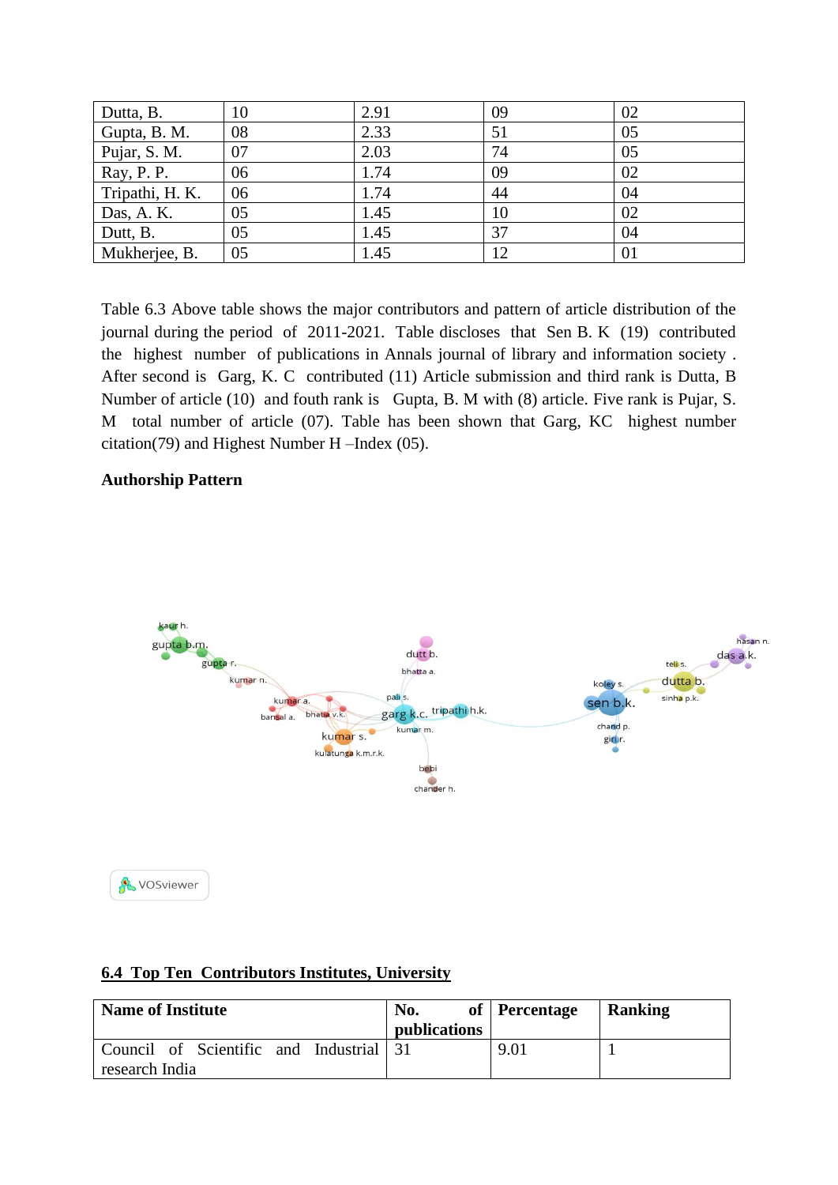| Dutta, B. | 10 | 2.91 | 09 | 02 |
|---|---|---|---|---|
| Gupta, B. M. | 08 | 2.33 | 51 | 05 |
| Pujar, S. M. | 07 | 2.03 | 74 | 05 |
| Ray, P. P. | 06 | 1.74 | 09 | 02 |
| Tripathi, H. K. | 06 | 1.74 | 44 | 04 |
| Das, A. K. | 05 | 1.45 | 10 | 02 |
| Dutt, B. | 05 | 1.45 | 37 | 04 |
| Mukherjee, B. | 05 | 1.45 | 12 | 01 |

Table 6.3 Above table shows the major contributors and pattern of article distribution of the journal during the period of 2011-2021. Table discloses that Sen B. K (19) contributed the highest number of publications in Annals journal of library and information society . After second is Garg, K. C contributed (11) Article submission and third rank is Dutta, B Number of article (10) and fouth rank is Gupta, B. M with (8) article. Five rank is Pujar, S. M total number of article (07). Table has been shown that Garg, KC highest number citation(79) and Highest Number H –Index (05).

**Authorship Pattern**

## 6.4 Top Ten Contributors Institutes, University

| Name of Institute | No. of publications | Percentage | Ranking |
|---|---|---|---|
| Council of Scientific and Industrial research India | 31 | 9.01 | 1 |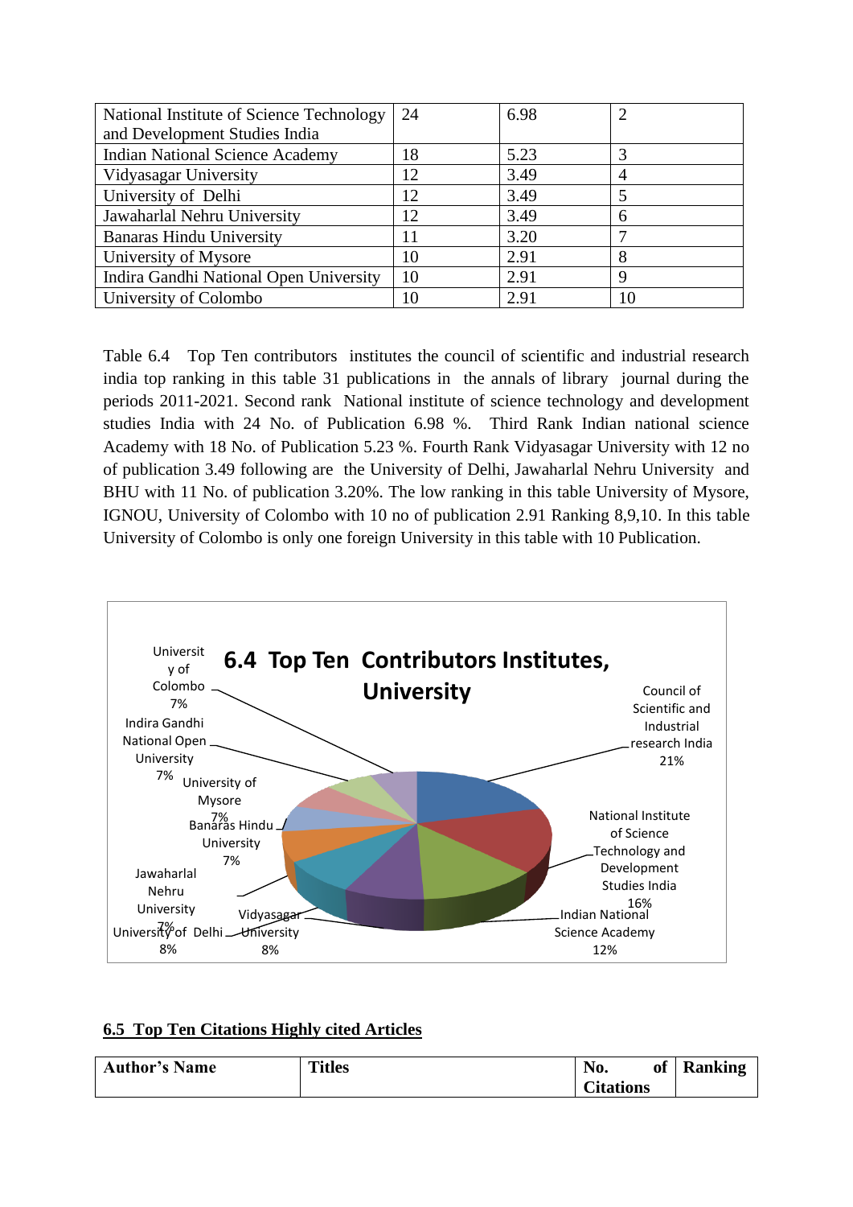| National Institute of Science Technology and Development Studies India | 24 | 6.98 | 2 |
|---|---|---|---|
| Indian National Science Academy | 18 | 5.23 | 3 |
| Vidyasagar University | 12 | 3.49 | 4 |
| University of Delhi | 12 | 3.49 | 5 |
| Jawaharlal Nehru University | 12 | 3.49 | 6 |
| Banaras Hindu University | 11 | 3.20 | 7 |
| University of Mysore | 10 | 2.91 | 8 |
| Indira Gandhi National Open University | 10 | 2.91 | 9 |
| University of Colombo | 10 | 2.91 | 10 |

Table 6.4 Top Ten contributors institutes the council of scientific and industrial research india top ranking in this table 31 publications in the annals of library journal during the periods 2011-2021. Second rank National institute of science technology and development studies India with 24 No. of Publication 6.98 %. Third Rank Indian national science Academy with 18 No. of Publication 5.23 %. Fourth Rank Vidyasagar University with 12 no of publication 3.49 following are the University of Delhi, Jawaharlal Nehru University and BHU with 11 No. of publication 3.20%. The low ranking in this table University of Mysore, IGNOU, University of Colombo with 10 no of publication 2.91 Ranking 8,9,10. In this table University of Colombo is only one foreign University in this table with 10 Publication.

**6.4 Top Ten Contributors Institutes, University**

## 6.5 Top Ten Citations Highly cited Articles

| Author's Name | Titles | No. of Citations | Ranking |
|---|---|---|---|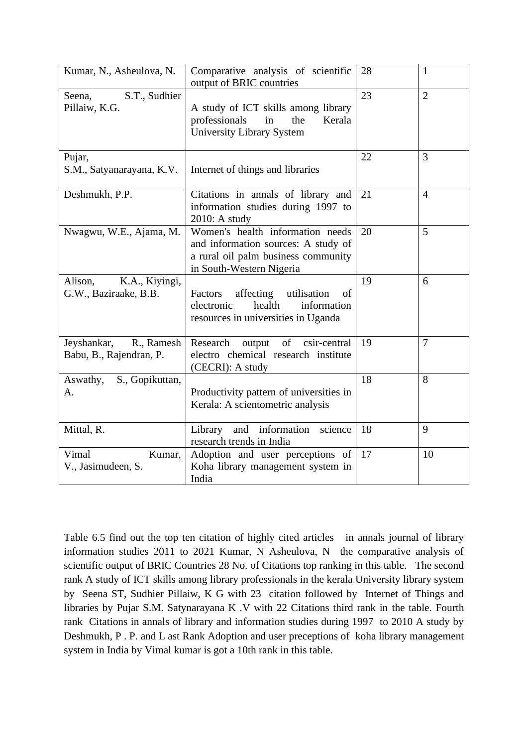| Kumar, N., Asheulova, N. | Comparative analysis of scientific output of BRIC countries | 28 | 1 |
|---|---|---|---|
| Seena, S.T., Sudhier Pillaiw, K.G. | A study of ICT skills among library professionals in the Kerala University Library System | 23 | 2 |
| Pujar, S.M., Satyanarayana, K.V. | Internet of things and libraries | 22 | 3 |
| Deshmukh, P.P. | Citations in annals of library and information studies during 1997 to 2010: A study | 21 | 4 |
| Nwagwu, W.E., Ajama, M. | Women's health information needs and information sources: A study of a rural oil palm business community in South-Western Nigeria | 20 | 5 |
| Alison, K.A., Kiyingi, G.W., Baziraake, B.B. | Factors affecting utilisation of electronic health information resources in universities in Uganda | 19 | 6 |
| Jeyshankar, R., Ramesh Babu, B., Rajendran, P. | Research output of csir-central electro chemical research institute (CECRI): A study | 19 | 7 |
| Aswathy, S., Gopikuttan, A. | Productivity pattern of universities in Kerala: A scientometric analysis | 18 | 8 |
| Mittal, R. | Library and information science research trends in India | 18 | 9 |
| Vimal Kumar, V., Jasimudeen, S. | Adoption and user perceptions of Koha library management system in India | 17 | 10 |

Table 6.5 find out the top ten citation of highly cited articles in annals journal of library information studies 2011 to 2021 Kumar, N Asheulova, N the comparative analysis of scientific output of BRIC Countries 28 No. of Citations top ranking in this table. The second rank A study of ICT skills among library professionals in the kerala University library system by Seena ST, Sudhier Pillaiw, K G with 23 citation followed by Internet of Things and libraries by Pujar S.M. Satynarayana K .V with 22 Citations third rank in the table. Fourth rank Citations in annals of library and information studies during 1997 to 2010 A study by Deshmukh, P . P. and L ast Rank Adoption and user preceptions of koha library management system in India by Vimal kumar is got a 10th rank in this table.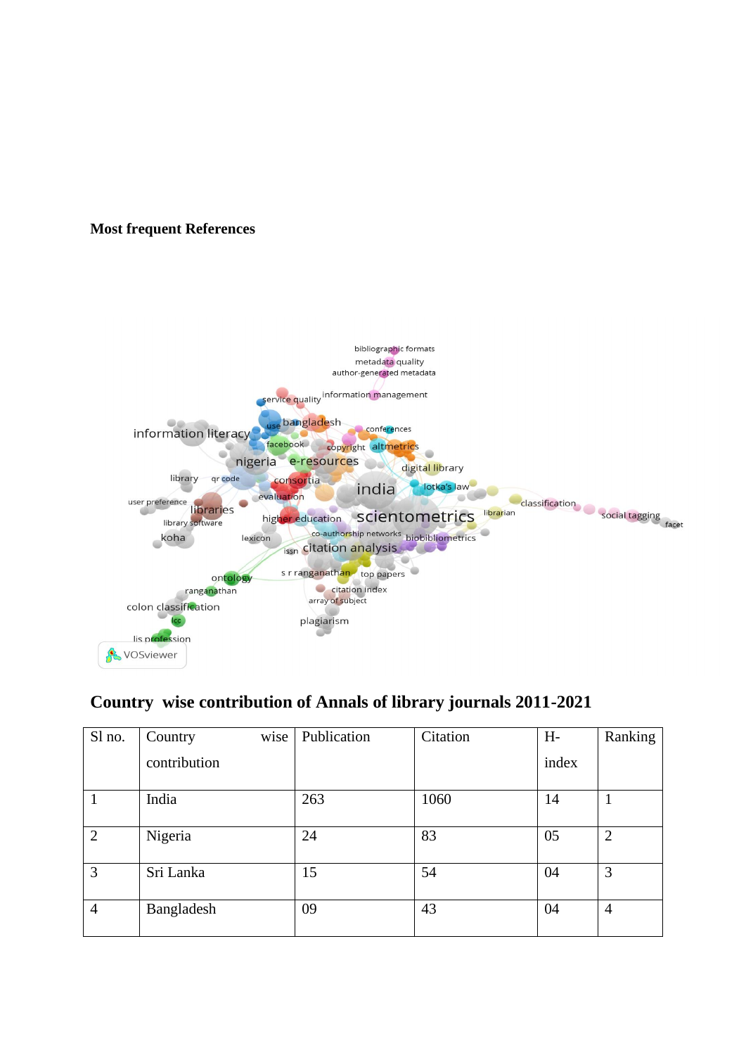**Most frequent References**

## Country wise contribution of Annals of library journals 2011-2021

| Sl no. | Country wise contribution | Publication | Citation | H-index | Ranking |
|---|---|---|---|---|---|
| 1 | India | 263 | 1060 | 14 | 1 |
| 2 | Nigeria | 24 | 83 | 05 | 2 |
| 3 | Sri Lanka | 15 | 54 | 04 | 3 |
| 4 | Bangladesh | 09 | 43 | 04 | 4 |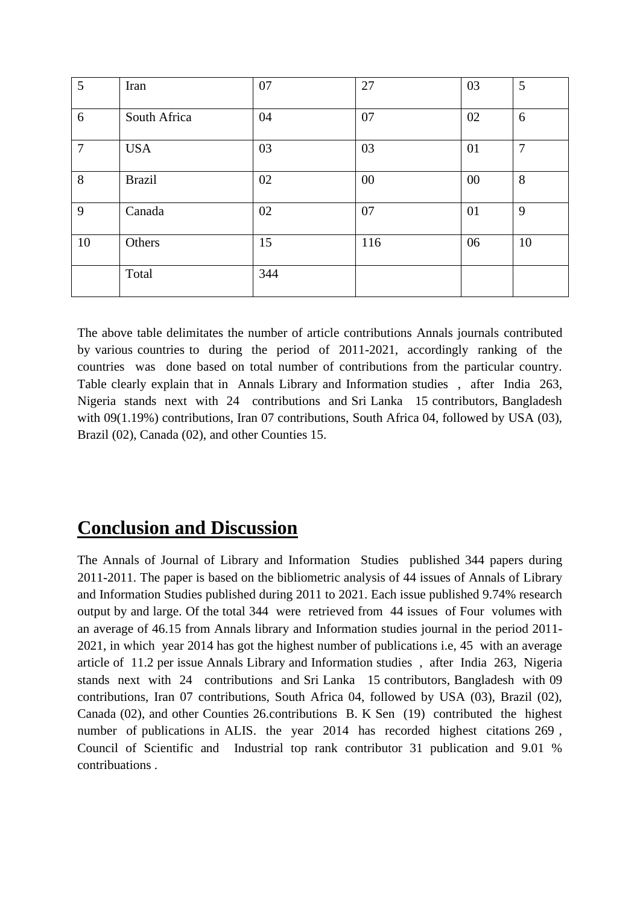| 5 | Iran | 07 | 27 | 03 | 5 |
|---|---|---|---|---|---|
| 6 | South Africa | 04 | 07 | 02 | 6 |
| 7 | USA | 03 | 03 | 01 | 7 |
| 8 | Brazil | 02 | 00 | 00 | 8 |
| 9 | Canada | 02 | 07 | 01 | 9 |
| 10 | Others | 15 | 116 | 06 | 10 |
| | Total | 344 | | | |

The above table delimitates the number of article contributions Annals journals contributed by various countries to during the period of 2011-2021, accordingly ranking of the countries was done based on total number of contributions from the particular country. Table clearly explain that in Annals Library and Information studies , after India 263, Nigeria stands next with 24 contributions and Sri Lanka 15 contributors, Bangladesh with 09(1.19%) contributions, Iran 07 contributions, South Africa 04, followed by USA (03), Brazil (02), Canada (02), and other Counties 15.

## Conclusion and Discussion

The Annals of Journal of Library and Information Studies published 344 papers during 2011-2011. The paper is based on the bibliometric analysis of 44 issues of Annals of Library and Information Studies published during 2011 to 2021. Each issue published 9.74% research output by and large. Of the total 344 were retrieved from 44 issues of Four volumes with an average of 46.15 from Annals library and Information studies journal in the period 2011-2021, in which year 2014 has got the highest number of publications i.e, 45 with an average article of 11.2 per issue Annals Library and Information studies , after India 263, Nigeria stands next with 24 contributions and Sri Lanka 15 contributors, Bangladesh with 09 contributions, Iran 07 contributions, South Africa 04, followed by USA (03), Brazil (02), Canada (02), and other Counties 26.contributions B. K Sen (19) contributed the highest number of publications in ALIS. the year 2014 has recorded highest citations 269 , Council of Scientific and Industrial top rank contributor 31 publication and 9.01 % contribuations .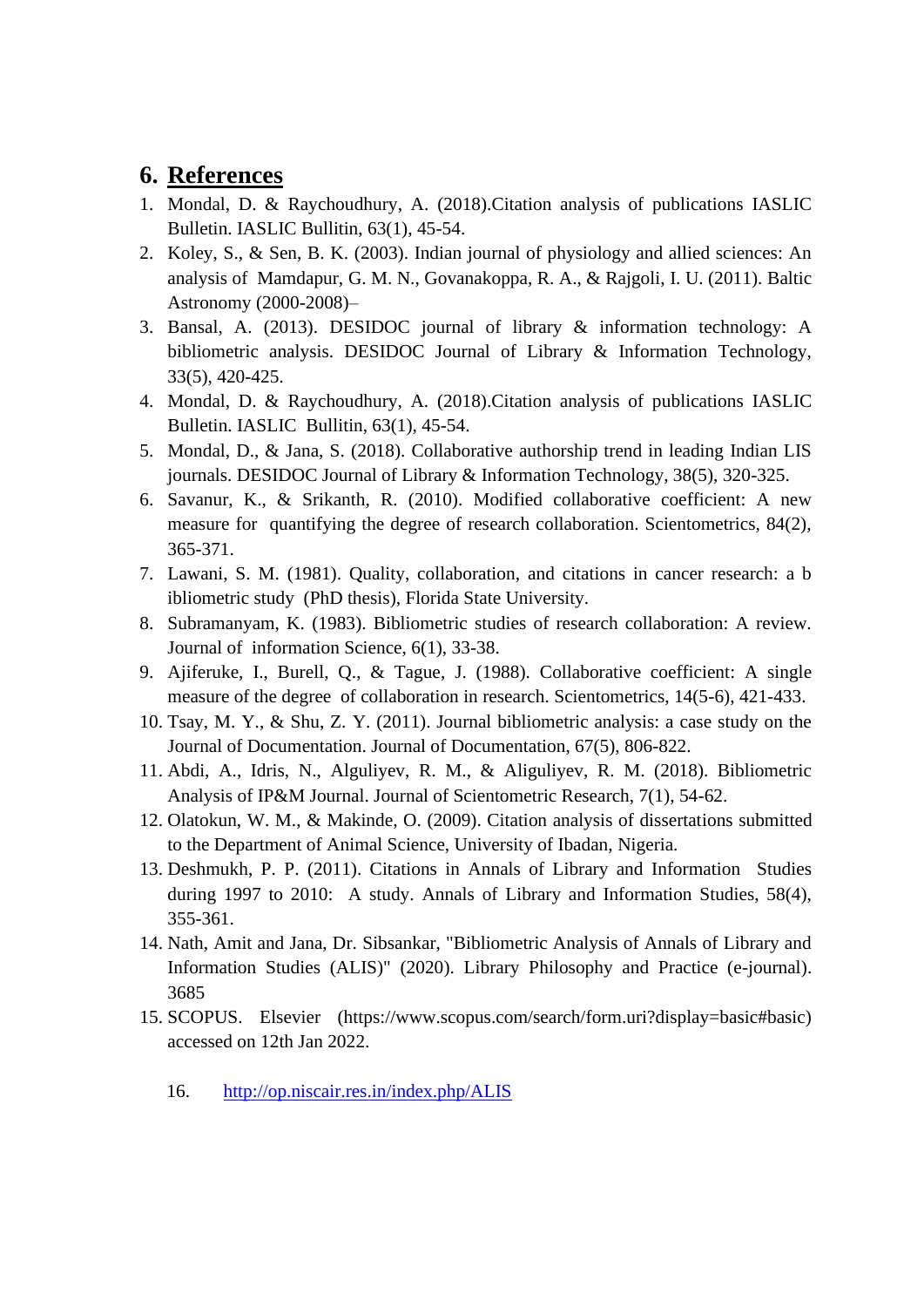## 6. References

1. Mondal, D. & Raychoudhury, A. (2018).Citation analysis of publications IASLIC Bulletin. IASLIC Bullitin, 63(1), 45-54.
2. Koley, S., & Sen, B. K. (2003). Indian journal of physiology and allied sciences: An analysis of Mamdapur, G. M. N., Govanakoppa, R. A., & Rajgoli, I. U. (2011). Baltic Astronomy (2000-2008)–
3. Bansal, A. (2013). DESIDOC journal of library & information technology: A bibliometric analysis. DESIDOC Journal of Library & Information Technology, 33(5), 420-425.
4. Mondal, D. & Raychoudhury, A. (2018).Citation analysis of publications IASLIC Bulletin. IASLIC Bullitin, 63(1), 45-54.
5. Mondal, D., & Jana, S. (2018). Collaborative authorship trend in leading Indian LIS journals. DESIDOC Journal of Library & Information Technology, 38(5), 320-325.
6. Savanur, K., & Srikanth, R. (2010). Modified collaborative coefficient: A new measure for quantifying the degree of research collaboration. Scientometrics, 84(2), 365-371.
7. Lawani, S. M. (1981). Quality, collaboration, and citations in cancer research: a b ibliometric study (PhD thesis), Florida State University.
8. Subramanyam, K. (1983). Bibliometric studies of research collaboration: A review. Journal of information Science, 6(1), 33-38.
9. Ajiferuke, I., Burell, Q., & Tague, J. (1988). Collaborative coefficient: A single measure of the degree of collaboration in research. Scientometrics, 14(5-6), 421-433.
10. Tsay, M. Y., & Shu, Z. Y. (2011). Journal bibliometric analysis: a case study on the Journal of Documentation. Journal of Documentation, 67(5), 806-822.
11. Abdi, A., Idris, N., Alguliyev, R. M., & Aliguliyev, R. M. (2018). Bibliometric Analysis of IP&M Journal. Journal of Scientometric Research, 7(1), 54-62.
12. Olatokun, W. M., & Makinde, O. (2009). Citation analysis of dissertations submitted to the Department of Animal Science, University of Ibadan, Nigeria.
13. Deshmukh, P. P. (2011). Citations in Annals of Library and Information Studies during 1997 to 2010: A study. Annals of Library and Information Studies, 58(4), 355-361.
14. Nath, Amit and Jana, Dr. Sibsankar, "Bibliometric Analysis of Annals of Library and Information Studies (ALIS)" (2020). Library Philosophy and Practice (e-journal). 3685
15. SCOPUS. Elsevier (https://www.scopus.com/search/form.uri?display=basic#basic) accessed on 12th Jan 2022.
16. http://op.niscair.res.in/index.php/ALIS